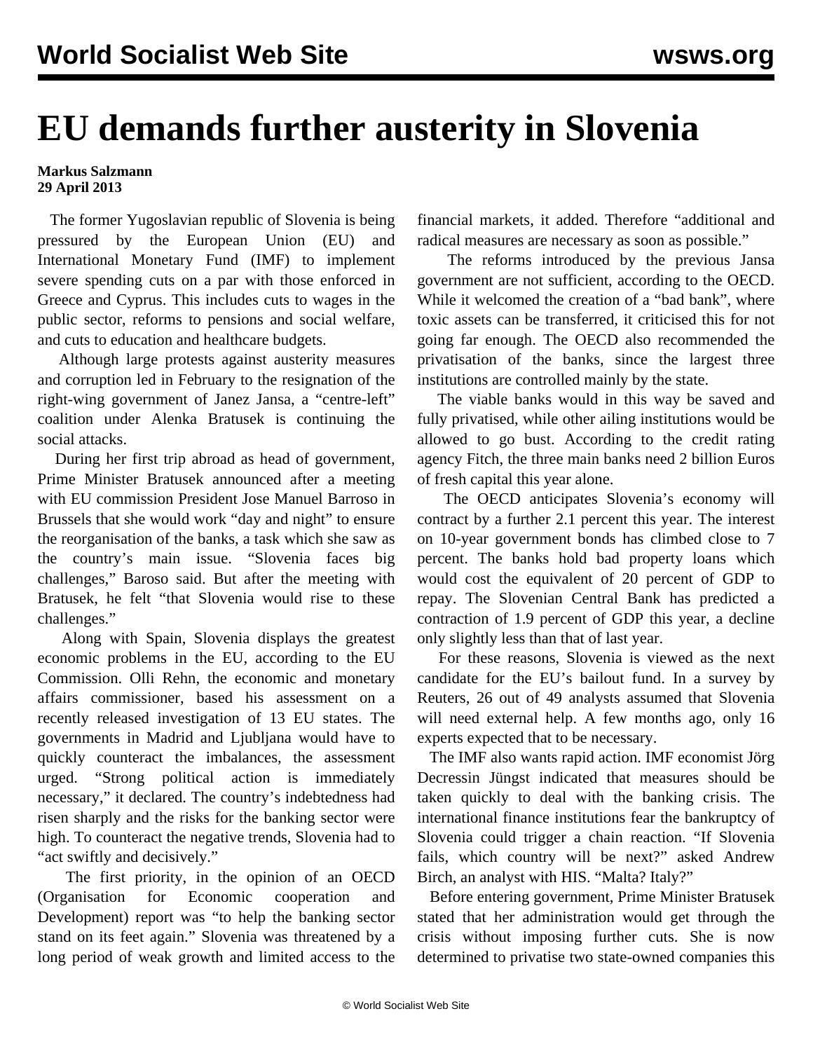# EU demands further austerity in Slovenia

**Markus Salzmann**
**29 April 2013**

The former Yugoslavian republic of Slovenia is being pressured by the European Union (EU) and International Monetary Fund (IMF) to implement severe spending cuts on a par with those enforced in Greece and Cyprus. This includes cuts to wages in the public sector, reforms to pensions and social welfare, and cuts to education and healthcare budgets.

Although large protests against austerity measures and corruption led in February to the resignation of the right-wing government of Janez Jansa, a "centre-left" coalition under Alenka Bratusek is continuing the social attacks.

During her first trip abroad as head of government, Prime Minister Bratusek announced after a meeting with EU commission President Jose Manuel Barroso in Brussels that she would work "day and night" to ensure the reorganisation of the banks, a task which she saw as the country's main issue. "Slovenia faces big challenges," Baroso said. But after the meeting with Bratusek, he felt "that Slovenia would rise to these challenges."

Along with Spain, Slovenia displays the greatest economic problems in the EU, according to the EU Commission. Olli Rehn, the economic and monetary affairs commissioner, based his assessment on a recently released investigation of 13 EU states. The governments in Madrid and Ljubljana would have to quickly counteract the imbalances, the assessment urged. "Strong political action is immediately necessary," it declared. The country's indebtedness had risen sharply and the risks for the banking sector were high. To counteract the negative trends, Slovenia had to "act swiftly and decisively."

The first priority, in the opinion of an OECD (Organisation for Economic cooperation and Development) report was "to help the banking sector stand on its feet again." Slovenia was threatened by a long period of weak growth and limited access to the financial markets, it added. Therefore "additional and radical measures are necessary as soon as possible."

The reforms introduced by the previous Jansa government are not sufficient, according to the OECD. While it welcomed the creation of a "bad bank", where toxic assets can be transferred, it criticised this for not going far enough. The OECD also recommended the privatisation of the banks, since the largest three institutions are controlled mainly by the state.

The viable banks would in this way be saved and fully privatised, while other ailing institutions would be allowed to go bust. According to the credit rating agency Fitch, the three main banks need 2 billion Euros of fresh capital this year alone.

The OECD anticipates Slovenia's economy will contract by a further 2.1 percent this year. The interest on 10-year government bonds has climbed close to 7 percent. The banks hold bad property loans which would cost the equivalent of 20 percent of GDP to repay. The Slovenian Central Bank has predicted a contraction of 1.9 percent of GDP this year, a decline only slightly less than that of last year.

For these reasons, Slovenia is viewed as the next candidate for the EU's bailout fund. In a survey by Reuters, 26 out of 49 analysts assumed that Slovenia will need external help. A few months ago, only 16 experts expected that to be necessary.

The IMF also wants rapid action. IMF economist Jörg Decressin Jüngst indicated that measures should be taken quickly to deal with the banking crisis. The international finance institutions fear the bankruptcy of Slovenia could trigger a chain reaction. "If Slovenia fails, which country will be next?" asked Andrew Birch, an analyst with HIS. "Malta? Italy?"

Before entering government, Prime Minister Bratusek stated that her administration would get through the crisis without imposing further cuts. She is now determined to privatise two state-owned companies this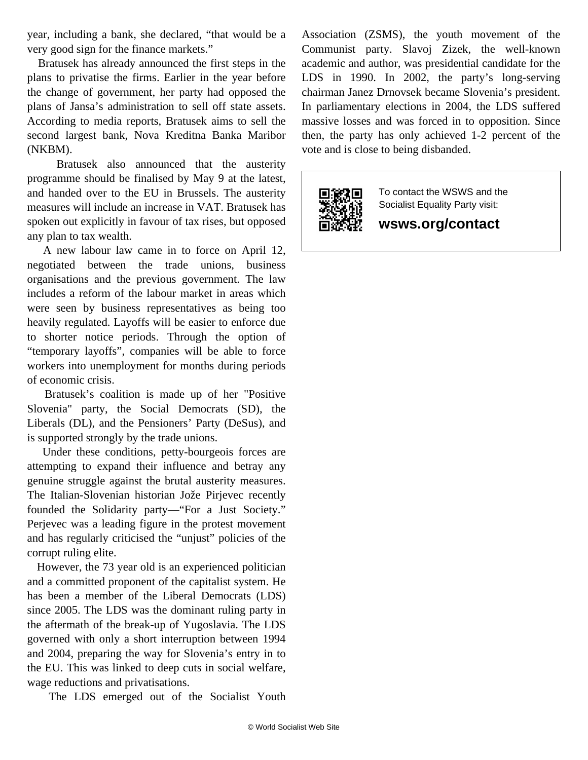year, including a bank, she declared, “that would be a very good sign for the finance markets.”

Bratusek has already announced the first steps in the plans to privatise the firms. Earlier in the year before the change of government, her party had opposed the plans of Jansa’s administration to sell off state assets. According to media reports, Bratusek aims to sell the second largest bank, Nova Kreditna Banka Maribor (NKBM).

Bratusek also announced that the austerity programme should be finalised by May 9 at the latest, and handed over to the EU in Brussels. The austerity measures will include an increase in VAT. Bratusek has spoken out explicitly in favour of tax rises, but opposed any plan to tax wealth.

A new labour law came in to force on April 12, negotiated between the trade unions, business organisations and the previous government. The law includes a reform of the labour market in areas which were seen by business representatives as being too heavily regulated. Layoffs will be easier to enforce due to shorter notice periods. Through the option of “temporary layoffs”, companies will be able to force workers into unemployment for months during periods of economic crisis.

Bratusek’s coalition is made up of her "Positive Slovenia" party, the Social Democrats (SD), the Liberals (DL), and the Pensioners’ Party (DeSus), and is supported strongly by the trade unions.

Under these conditions, petty-bourgeois forces are attempting to expand their influence and betray any genuine struggle against the brutal austerity measures. The Italian-Slovenian historian Jože Pirjevec recently founded the Solidarity party—“For a Just Society.” Perjevec was a leading figure in the protest movement and has regularly criticised the “unjust” policies of the corrupt ruling elite.

However, the 73 year old is an experienced politician and a committed proponent of the capitalist system. He has been a member of the Liberal Democrats (LDS) since 2005. The LDS was the dominant ruling party in the aftermath of the break-up of Yugoslavia. The LDS governed with only a short interruption between 1994 and 2004, preparing the way for Slovenia’s entry in to the EU. This was linked to deep cuts in social welfare, wage reductions and privatisations.

The LDS emerged out of the Socialist Youth Association (ZSMS), the youth movement of the Communist party. Slavoj Zizek, the well-known academic and author, was presidential candidate for the LDS in 1990. In 2002, the party’s long-serving chairman Janez Drnovsek became Slovenia’s president. In parliamentary elections in 2004, the LDS suffered massive losses and was forced in to opposition. Since then, the party has only achieved 1-2 percent of the vote and is close to being disbanded.

To contact the WSWS and the Socialist Equality Party visit:

**wsws.org/contact**